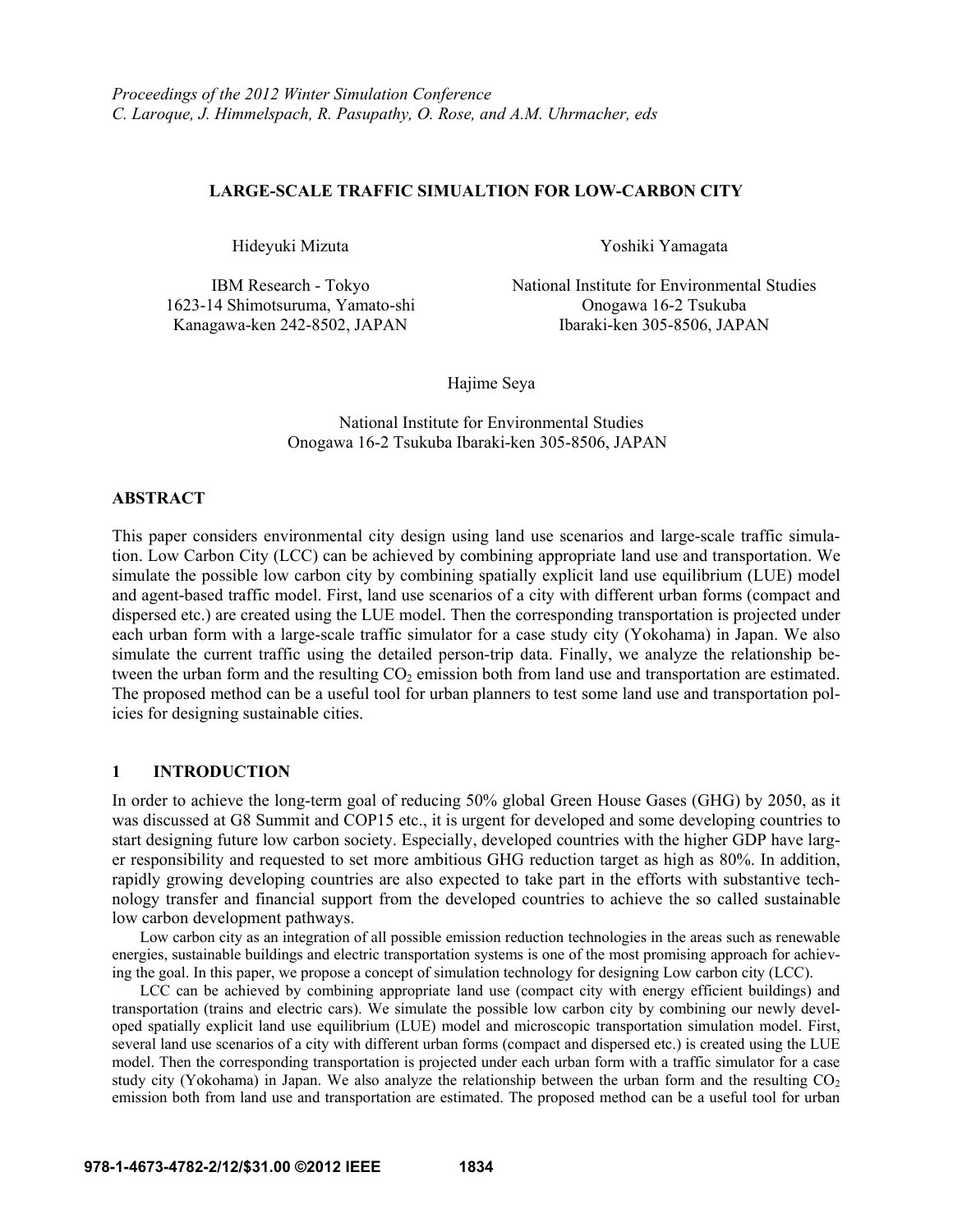*Proceedings of the 2012 Winter Simulation Conference*
*C. Laroque, J. Himmelspach, R. Pasupathy, O. Rose, and A.M. Uhrmacher, eds*

# LARGE-SCALE TRAFFIC SIMUALTION FOR LOW-CARBON CITY

Hideyuki Mizuta

IBM Research - Tokyo
1623-14 Shimotsuruma, Yamato-shi
Kanagawa-ken 242-8502, JAPAN

Yoshiki Yamagata

National Institute for Environmental Studies
Onogawa 16-2 Tsukuba
Ibaraki-ken 305-8506, JAPAN

Hajime Seya

National Institute for Environmental Studies
Onogawa 16-2 Tsukuba Ibaraki-ken 305-8506, JAPAN

## ABSTRACT

This paper considers environmental city design using land use scenarios and large-scale traffic simulation. Low Carbon City (LCC) can be achieved by combining appropriate land use and transportation. We simulate the possible low carbon city by combining spatially explicit land use equilibrium (LUE) model and agent-based traffic model. First, land use scenarios of a city with different urban forms (compact and dispersed etc.) are created using the LUE model. Then the corresponding transportation is projected under each urban form with a large-scale traffic simulator for a case study city (Yokohama) in Japan. We also simulate the current traffic using the detailed person-trip data. Finally, we analyze the relationship between the urban form and the resulting $CO_2$ emission both from land use and transportation are estimated. The proposed method can be a useful tool for urban planners to test some land use and transportation policies for designing sustainable cities.

## 1 INTRODUCTION

In order to achieve the long-term goal of reducing 50% global Green House Gases (GHG) by 2050, as it was discussed at G8 Summit and COP15 etc., it is urgent for developed and some developing countries to start designing future low carbon society. Especially, developed countries with the higher GDP have larger responsibility and requested to set more ambitious GHG reduction target as high as 80%. In addition, rapidly growing developing countries are also expected to take part in the efforts with substantive technology transfer and financial support from the developed countries to achieve the so called sustainable low carbon development pathways.

Low carbon city as an integration of all possible emission reduction technologies in the areas such as renewable energies, sustainable buildings and electric transportation systems is one of the most promising approach for achieving the goal. In this paper, we propose a concept of simulation technology for designing Low carbon city (LCC).

LCC can be achieved by combining appropriate land use (compact city with energy efficient buildings) and transportation (trains and electric cars). We simulate the possible low carbon city by combining our newly developed spatially explicit land use equilibrium (LUE) model and microscopic transportation simulation model. First, several land use scenarios of a city with different urban forms (compact and dispersed etc.) is created using the LUE model. Then the corresponding transportation is projected under each urban form with a traffic simulator for a case study city (Yokohama) in Japan. We also analyze the relationship between the urban form and the resulting $CO_2$ emission both from land use and transportation are estimated. The proposed method can be a useful tool for urban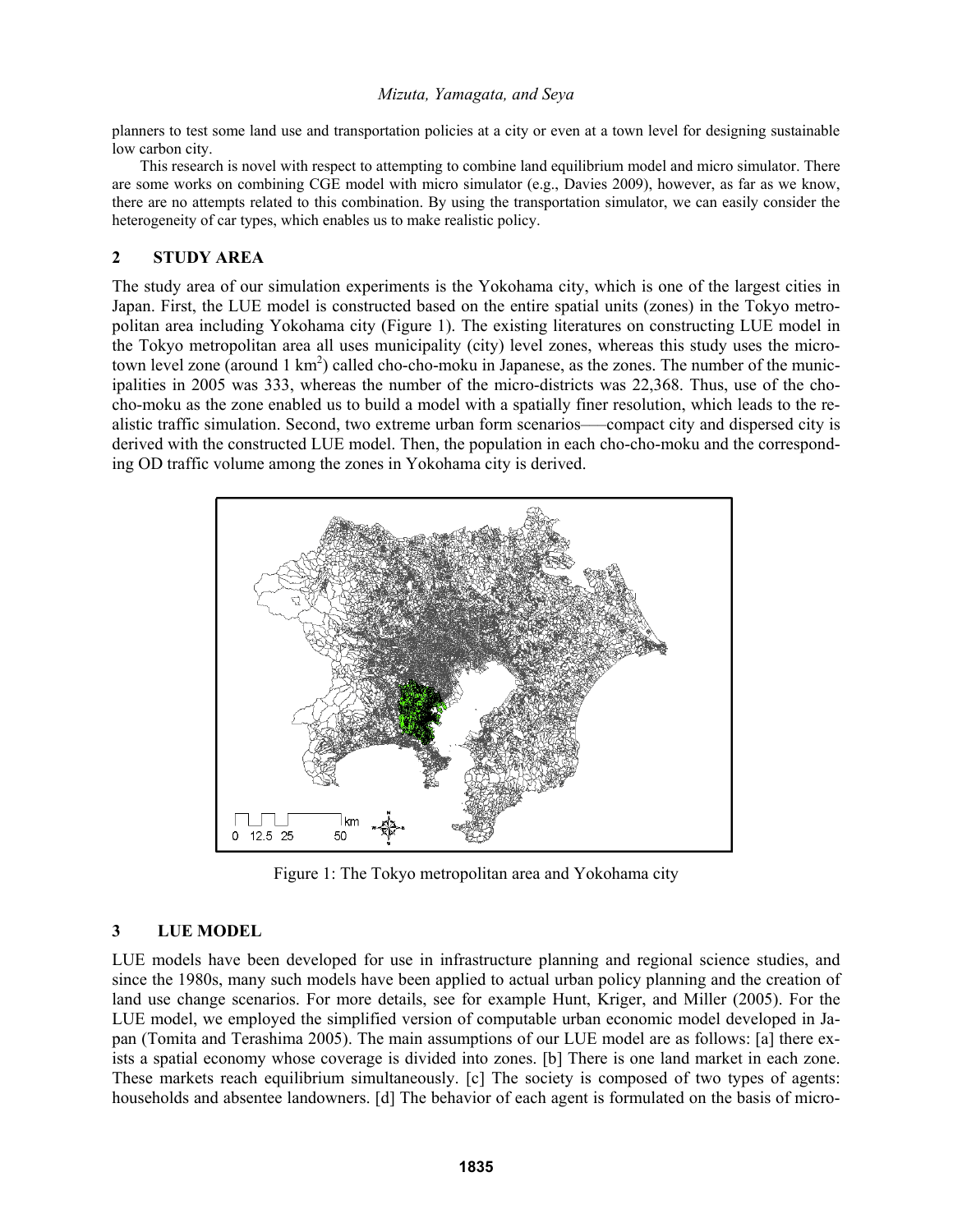planners to test some land use and transportation policies at a city or even at a town level for designing sustainable low carbon city.

This research is novel with respect to attempting to combine land equilibrium model and micro simulator. There are some works on combining CGE model with micro simulator (e.g., Davies 2009), however, as far as we know, there are no attempts related to this combination. By using the transportation simulator, we can easily consider the heterogeneity of car types, which enables us to make realistic policy.

## 2 STUDY AREA

The study area of our simulation experiments is the Yokohama city, which is one of the largest cities in Japan. First, the LUE model is constructed based on the entire spatial units (zones) in the Tokyo metropolitan area including Yokohama city (Figure 1). The existing literatures on constructing LUE model in the Tokyo metropolitan area all uses municipality (city) level zones, whereas this study uses the micro-town level zone (around 1 km$^2$) called cho-cho-moku in Japanese, as the zones. The number of the municipalities in 2005 was 333, whereas the number of the micro-districts was 22,368. Thus, use of the cho-cho-moku as the zone enabled us to build a model with a spatially finer resolution, which leads to the realistic traffic simulation. Second, two extreme urban form scenarios–—compact city and dispersed city is derived with the constructed LUE model. Then, the population in each cho-cho-moku and the corresponding OD traffic volume among the zones in Yokohama city is derived.

Figure 1: The Tokyo metropolitan area and Yokohama city

## 3 LUE MODEL

LUE models have been developed for use in infrastructure planning and regional science studies, and since the 1980s, many such models have been applied to actual urban policy planning and the creation of land use change scenarios. For more details, see for example Hunt, Kriger, and Miller (2005). For the LUE model, we employed the simplified version of computable urban economic model developed in Japan (Tomita and Terashima 2005). The main assumptions of our LUE model are as follows: [a] there exists a spatial economy whose coverage is divided into zones. [b] There is one land market in each zone. These markets reach equilibrium simultaneously. [c] The society is composed of two types of agents: households and absentee landowners. [d] The behavior of each agent is formulated on the basis of micro-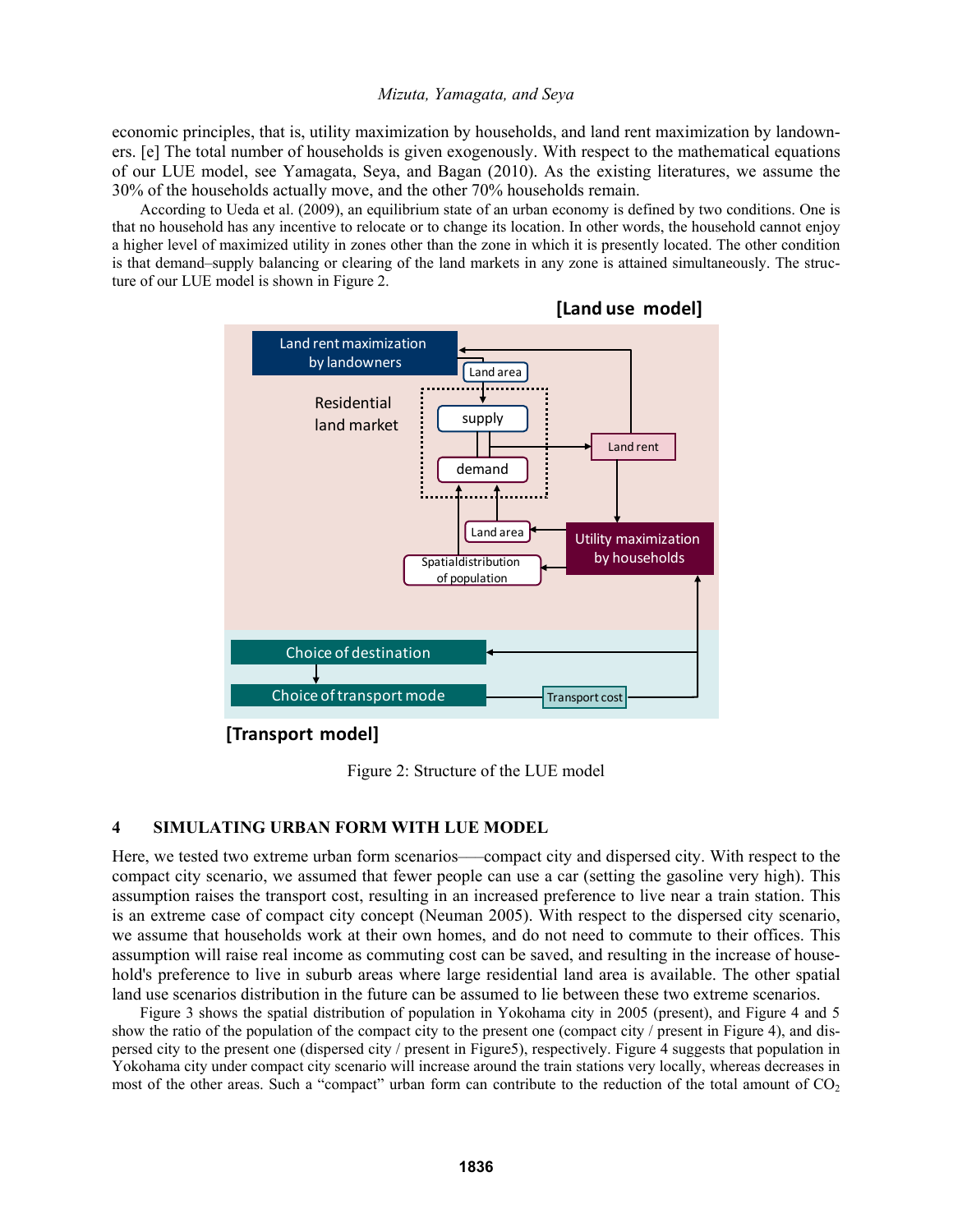economic principles, that is, utility maximization by households, and land rent maximization by landowners. [e] The total number of households is given exogenously. With respect to the mathematical equations of our LUE model, see Yamagata, Seya, and Bagan (2010). As the existing literatures, we assume the 30% of the households actually move, and the other 70% households remain.

According to Ueda et al. (2009), an equilibrium state of an urban economy is defined by two conditions. One is that no household has any incentive to relocate or to change its location. In other words, the household cannot enjoy a higher level of maximized utility in zones other than the zone in which it is presently located. The other condition is that demand–supply balancing or clearing of the land markets in any zone is attained simultaneously. The structure of our LUE model is shown in Figure 2.

Figure 2: Structure of the LUE model

## 4 SIMULATING URBAN FORM WITH LUE MODEL

Here, we tested two extreme urban form scenarios—–compact city and dispersed city. With respect to the compact city scenario, we assumed that fewer people can use a car (setting the gasoline very high). This assumption raises the transport cost, resulting in an increased preference to live near a train station. This is an extreme case of compact city concept (Neuman 2005). With respect to the dispersed city scenario, we assume that households work at their own homes, and do not need to commute to their offices. This assumption will raise real income as commuting cost can be saved, and resulting in the increase of household's preference to live in suburb areas where large residential land area is available. The other spatial land use scenarios distribution in the future can be assumed to lie between these two extreme scenarios.

Figure 3 shows the spatial distribution of population in Yokohama city in 2005 (present), and Figure 4 and 5 show the ratio of the population of the compact city to the present one (compact city / present in Figure 4), and dispersed city to the present one (dispersed city / present in Figure5), respectively. Figure 4 suggests that population in Yokohama city under compact city scenario will increase around the train stations very locally, whereas decreases in most of the other areas. Such a "compact" urban form can contribute to the reduction of the total amount of $CO_2$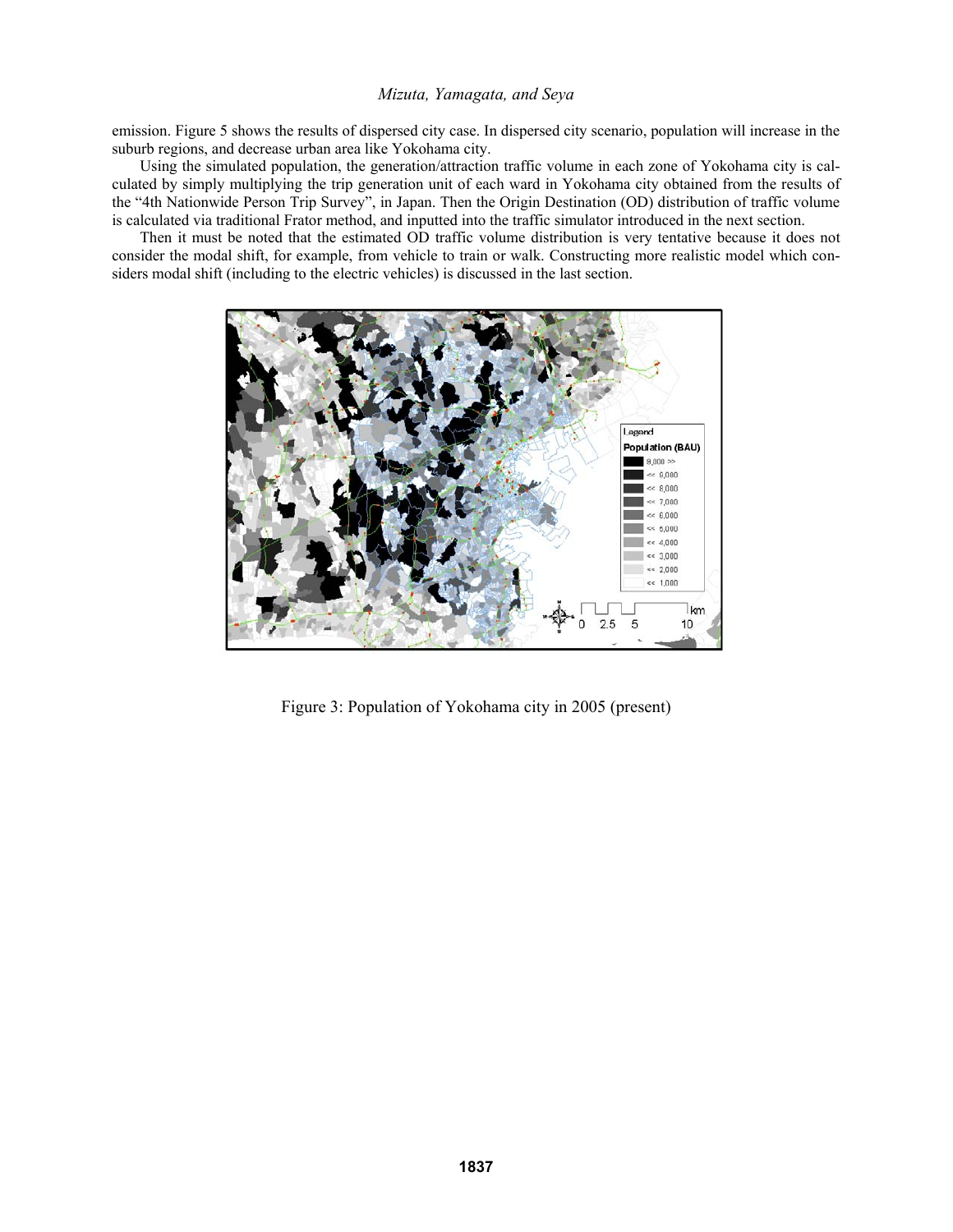emission. Figure 5 shows the results of dispersed city case. In dispersed city scenario, population will increase in the suburb regions, and decrease urban area like Yokohama city.

Using the simulated population, the generation/attraction traffic volume in each zone of Yokohama city is calculated by simply multiplying the trip generation unit of each ward in Yokohama city obtained from the results of the “4th Nationwide Person Trip Survey”, in Japan. Then the Origin Destination (OD) distribution of traffic volume is calculated via traditional Frator method, and inputted into the traffic simulator introduced in the next section.

Then it must be noted that the estimated OD traffic volume distribution is very tentative because it does not consider the modal shift, for example, from vehicle to train or walk. Constructing more realistic model which considers modal shift (including to the electric vehicles) is discussed in the last section.

Figure 3: Population of Yokohama city in 2005 (present)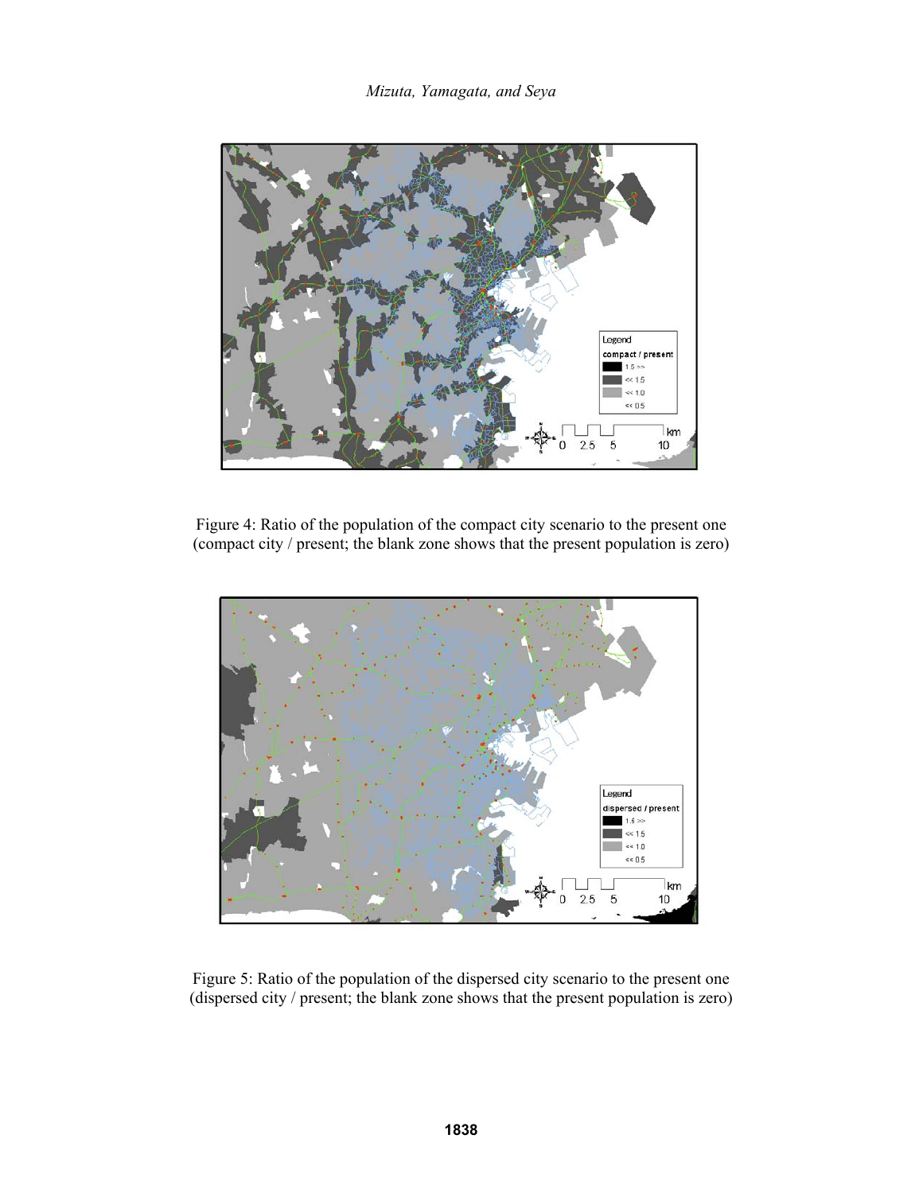Figure 4: Ratio of the population of the compact city scenario to the present one (compact city / present; the blank zone shows that the present population is zero)

Figure 5: Ratio of the population of the dispersed city scenario to the present one (dispersed city / present; the blank zone shows that the present population is zero)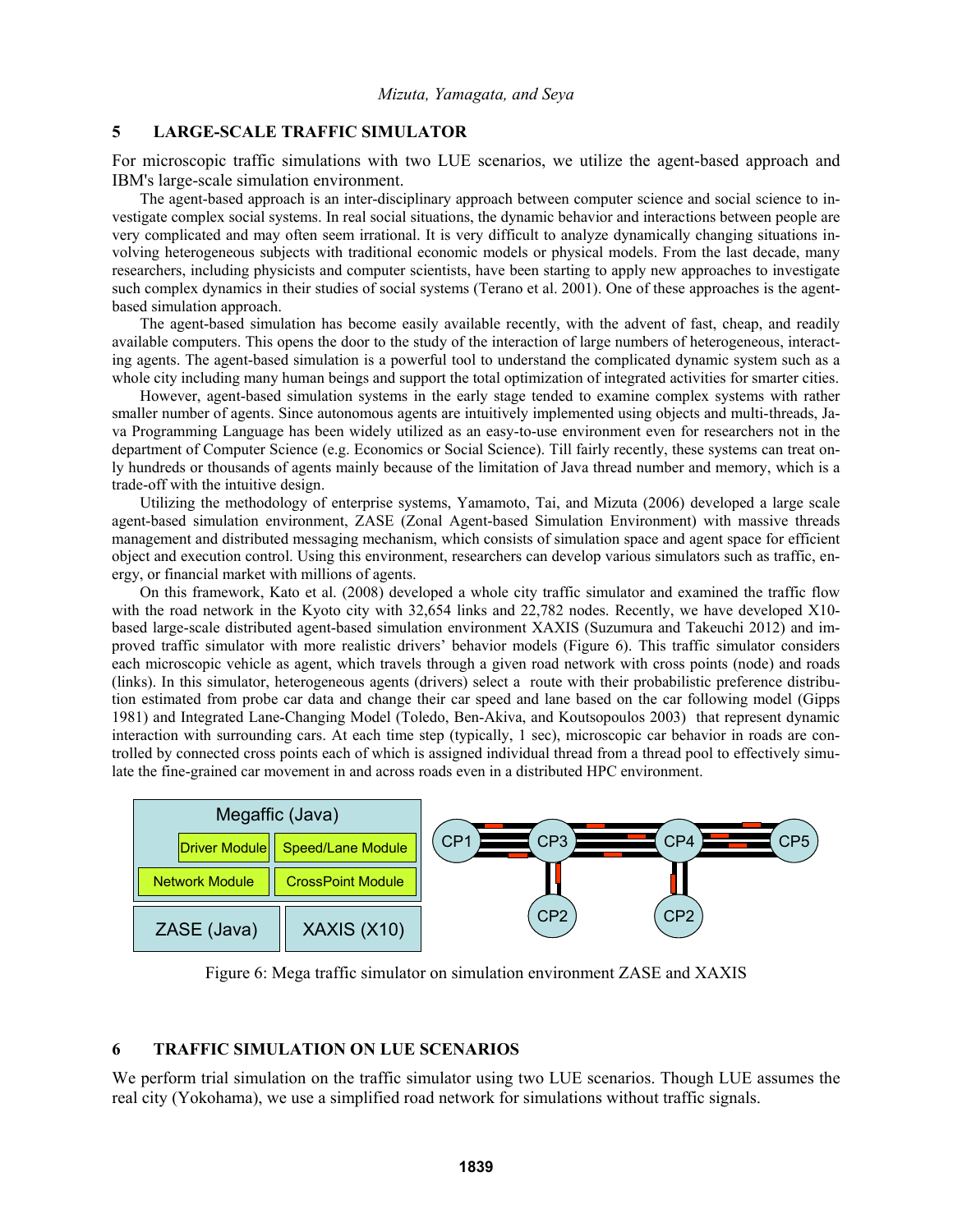## 5 LARGE-SCALE TRAFFIC SIMULATOR

For microscopic traffic simulations with two LUE scenarios, we utilize the agent-based approach and IBM's large-scale simulation environment.

The agent-based approach is an inter-disciplinary approach between computer science and social science to investigate complex social systems. In real social situations, the dynamic behavior and interactions between people are very complicated and may often seem irrational. It is very difficult to analyze dynamically changing situations involving heterogeneous subjects with traditional economic models or physical models. From the last decade, many researchers, including physicists and computer scientists, have been starting to apply new approaches to investigate such complex dynamics in their studies of social systems (Terano et al. 2001). One of these approaches is the agent-based simulation approach.

The agent-based simulation has become easily available recently, with the advent of fast, cheap, and readily available computers. This opens the door to the study of the interaction of large numbers of heterogeneous, interacting agents. The agent-based simulation is a powerful tool to understand the complicated dynamic system such as a whole city including many human beings and support the total optimization of integrated activities for smarter cities.

However, agent-based simulation systems in the early stage tended to examine complex systems with rather smaller number of agents. Since autonomous agents are intuitively implemented using objects and multi-threads, Java Programming Language has been widely utilized as an easy-to-use environment even for researchers not in the department of Computer Science (e.g. Economics or Social Science). Till fairly recently, these systems can treat only hundreds or thousands of agents mainly because of the limitation of Java thread number and memory, which is a trade-off with the intuitive design.

Utilizing the methodology of enterprise systems, Yamamoto, Tai, and Mizuta (2006) developed a large scale agent-based simulation environment, ZASE (Zonal Agent-based Simulation Environment) with massive threads management and distributed messaging mechanism, which consists of simulation space and agent space for efficient object and execution control. Using this environment, researchers can develop various simulators such as traffic, energy, or financial market with millions of agents.

On this framework, Kato et al. (2008) developed a whole city traffic simulator and examined the traffic flow with the road network in the Kyoto city with 32,654 links and 22,782 nodes. Recently, we have developed X10-based large-scale distributed agent-based simulation environment XAXIS (Suzumura and Takeuchi 2012) and improved traffic simulator with more realistic drivers' behavior models (Figure 6). This traffic simulator considers each microscopic vehicle as agent, which travels through a given road network with cross points (node) and roads (links). In this simulator, heterogeneous agents (drivers) select a route with their probabilistic preference distribution estimated from probe car data and change their car speed and lane based on the car following model (Gipps 1981) and Integrated Lane-Changing Model (Toledo, Ben-Akiva, and Koutsopoulos 2003) that represent dynamic interaction with surrounding cars. At each time step (typically, 1 sec), microscopic car behavior in roads are controlled by connected cross points each of which is assigned individual thread from a thread pool to effectively simulate the fine-grained car movement in and across roads even in a distributed HPC environment.

Megaffic (Java)
Driver Module
Speed/Lane Module
Network Module
CrossPoint Module
ZASE (Java)
XAXIS (X10)
CP1
CP3
CP4
CP5
CP2
CP2

Figure 6: Mega traffic simulator on simulation environment ZASE and XAXIS

## 6 TRAFFIC SIMULATION ON LUE SCENARIOS

We perform trial simulation on the traffic simulator using two LUE scenarios. Though LUE assumes the real city (Yokohama), we use a simplified road network for simulations without traffic signals.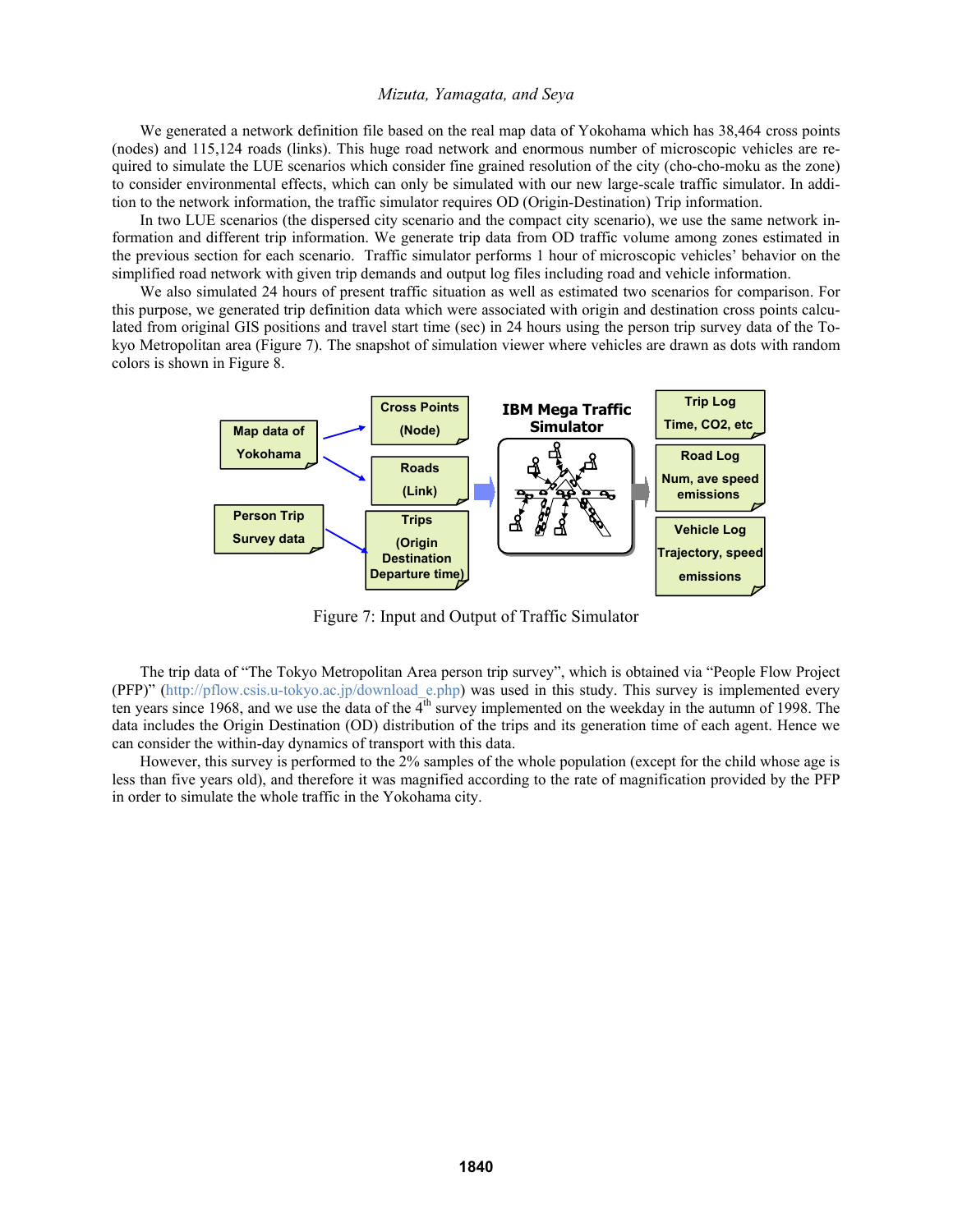We generated a network definition file based on the real map data of Yokohama which has 38,464 cross points (nodes) and 115,124 roads (links). This huge road network and enormous number of microscopic vehicles are required to simulate the LUE scenarios which consider fine grained resolution of the city (cho-cho-moku as the zone) to consider environmental effects, which can only be simulated with our new large-scale traffic simulator. In addition to the network information, the traffic simulator requires OD (Origin-Destination) Trip information.

In two LUE scenarios (the dispersed city scenario and the compact city scenario), we use the same network information and different trip information. We generate trip data from OD traffic volume among zones estimated in the previous section for each scenario. Traffic simulator performs 1 hour of microscopic vehicles' behavior on the simplified road network with given trip demands and output log files including road and vehicle information.

We also simulated 24 hours of present traffic situation as well as estimated two scenarios for comparison. For this purpose, we generated trip definition data which were associated with origin and destination cross points calculated from original GIS positions and travel start time (sec) in 24 hours using the person trip survey data of the Tokyo Metropolitan area (Figure 7). The snapshot of simulation viewer where vehicles are drawn as dots with random colors is shown in Figure 8.

Map data of Yokohama → Cross Points (Node); Roads (Link)
Person Trip Survey data → Trips (Origin Destination Departure time)
→ IBM Mega Traffic Simulator →
Trip Log: Time, $CO_2$, etc
Road Log: Num, ave speed emissions
Vehicle Log: Trajectory, speed emissions

Figure 7: Input and Output of Traffic Simulator

The trip data of "The Tokyo Metropolitan Area person trip survey", which is obtained via "People Flow Project (PFP)" (http://pflow.csis.u-tokyo.ac.jp/download_e.php) was used in this study. This survey is implemented every ten years since 1968, and we use the data of the 4th survey implemented on the weekday in the autumn of 1998. The data includes the Origin Destination (OD) distribution of the trips and its generation time of each agent. Hence we can consider the within-day dynamics of transport with this data.

However, this survey is performed to the 2% samples of the whole population (except for the child whose age is less than five years old), and therefore it was magnified according to the rate of magnification provided by the PFP in order to simulate the whole traffic in the Yokohama city.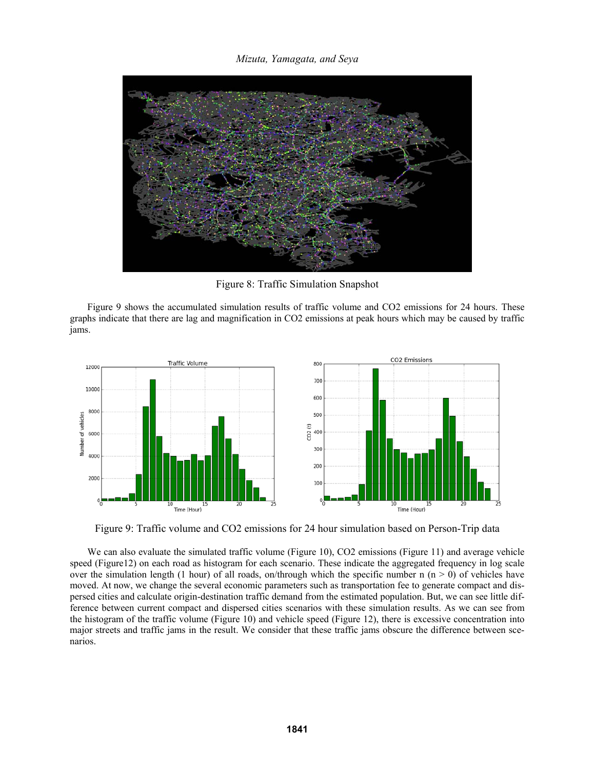Figure 8: Traffic Simulation Snapshot

Figure 9 shows the accumulated simulation results of traffic volume and CO2 emissions for 24 hours. These graphs indicate that there are lag and magnification in CO2 emissions at peak hours which may be caused by traffic jams.

Figure 9: Traffic volume and CO2 emissions for 24 hour simulation based on Person-Trip data

We can also evaluate the simulated traffic volume (Figure 10), CO2 emissions (Figure 11) and average vehicle speed (Figure12) on each road as histogram for each scenario. These indicate the aggregated frequency in log scale over the simulation length (1 hour) of all roads, on/through which the specific number n ($n > 0$) of vehicles have moved. At now, we change the several economic parameters such as transportation fee to generate compact and dispersed cities and calculate origin-destination traffic demand from the estimated population. But, we can see little difference between current compact and dispersed cities scenarios with these simulation results. As we can see from the histogram of the traffic volume (Figure 10) and vehicle speed (Figure 12), there is excessive concentration into major streets and traffic jams in the result. We consider that these traffic jams obscure the difference between scenarios.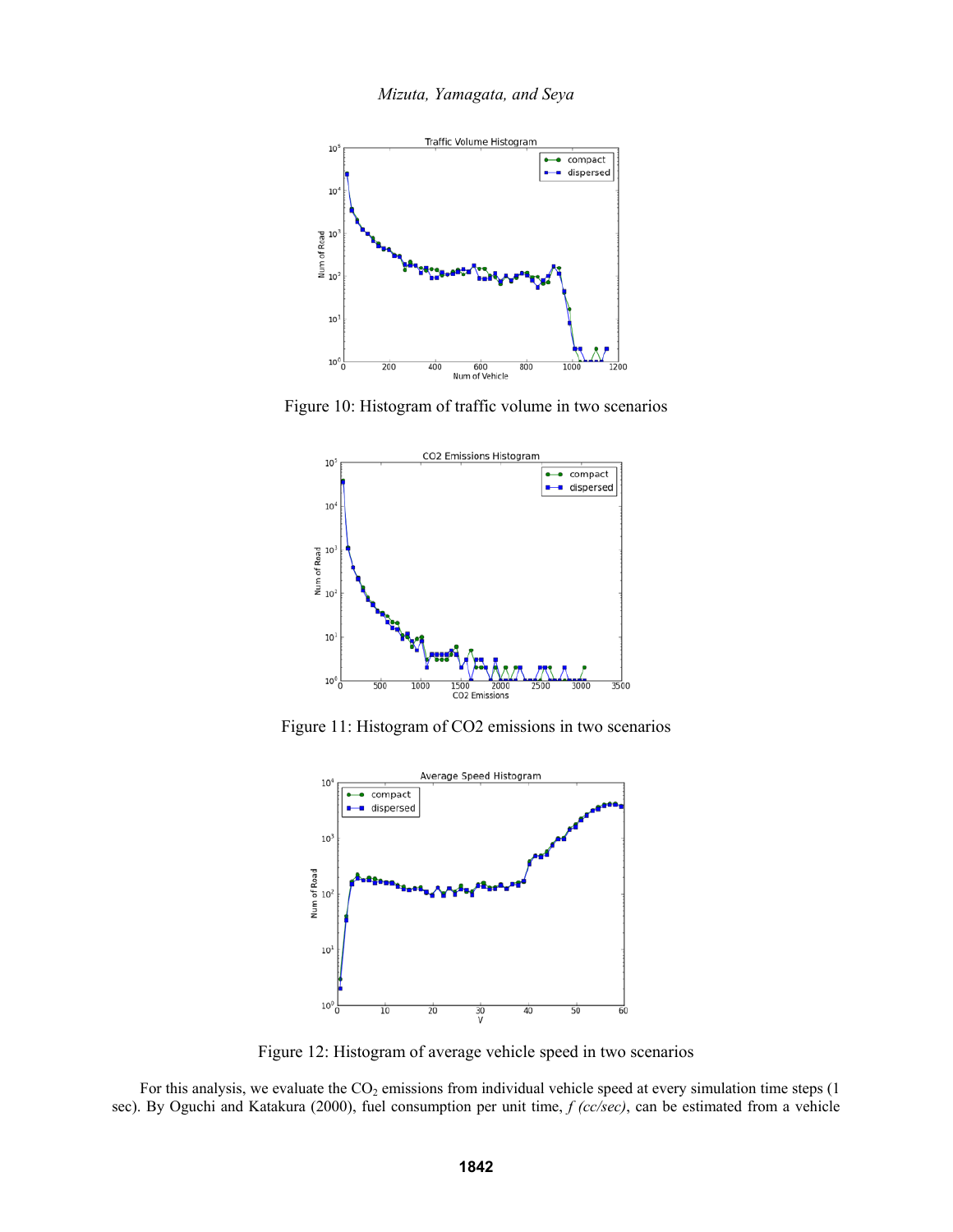Figure 10: Histogram of traffic volume in two scenarios

Figure 11: Histogram of CO2 emissions in two scenarios

Figure 12: Histogram of average vehicle speed in two scenarios

For this analysis, we evaluate the $CO_2$ emissions from individual vehicle speed at every simulation time steps (1 sec). By Oguchi and Katakura (2000), fuel consumption per unit time, *f (cc/sec)*, can be estimated from a vehicle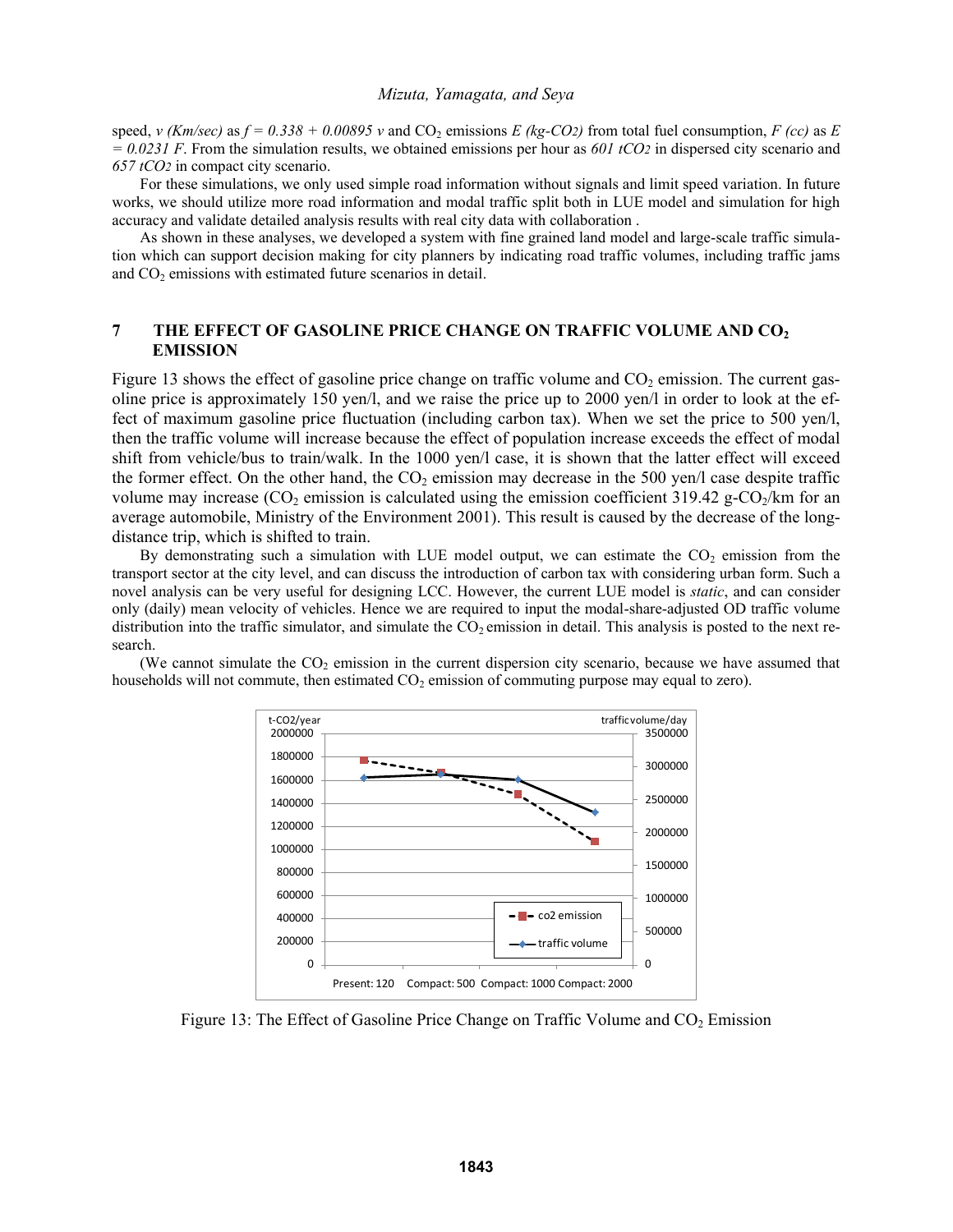speed, $v$ *(Km/sec)* as $f = 0.338 + 0.00895\,v$ and $CO_2$ emissions $E$ *(kg-$CO_2$)* from total fuel consumption, $F$ *(cc)* as $E = 0.0231\,F$. From the simulation results, we obtained emissions per hour as *601 t$CO_2$* in dispersed city scenario and *657 t$CO_2$* in compact city scenario.

For these simulations, we only used simple road information without signals and limit speed variation. In future works, we should utilize more road information and modal traffic split both in LUE model and simulation for high accuracy and validate detailed analysis results with real city data with collaboration .

As shown in these analyses, we developed a system with fine grained land model and large-scale traffic simulation which can support decision making for city planners by indicating road traffic volumes, including traffic jams and $CO_2$ emissions with estimated future scenarios in detail.

## 7 THE EFFECT OF GASOLINE PRICE CHANGE ON TRAFFIC VOLUME AND $CO_2$ EMISSION

Figure 13 shows the effect of gasoline price change on traffic volume and $CO_2$ emission. The current gasoline price is approximately 150 yen/l, and we raise the price up to 2000 yen/l in order to look at the effect of maximum gasoline price fluctuation (including carbon tax). When we set the price to 500 yen/l, then the traffic volume will increase because the effect of population increase exceeds the effect of modal shift from vehicle/bus to train/walk. In the 1000 yen/l case, it is shown that the latter effect will exceed the former effect. On the other hand, the $CO_2$ emission may decrease in the 500 yen/l case despite traffic volume may increase ($CO_2$ emission is calculated using the emission coefficient 319.42 g-$CO_2$/km for an average automobile, Ministry of the Environment 2001). This result is caused by the decrease of the long-distance trip, which is shifted to train.

By demonstrating such a simulation with LUE model output, we can estimate the $CO_2$ emission from the transport sector at the city level, and can discuss the introduction of carbon tax with considering urban form. Such a novel analysis can be very useful for designing LCC. However, the current LUE model is *static*, and can consider only (daily) mean velocity of vehicles. Hence we are required to input the modal-share-adjusted OD traffic volume distribution into the traffic simulator, and simulate the $CO_2$ emission in detail. This analysis is posted to the next research.

(We cannot simulate the $CO_2$ emission in the current dispersion city scenario, because we have assumed that households will not commute, then estimated $CO_2$ emission of commuting purpose may equal to zero).

Figure 13: The Effect of Gasoline Price Change on Traffic Volume and $CO_2$ Emission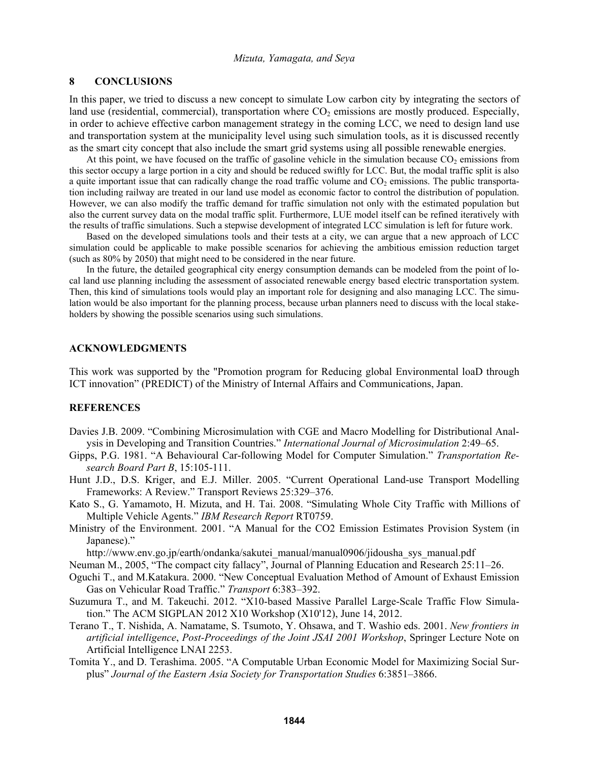## 8 CONCLUSIONS

In this paper, we tried to discuss a new concept to simulate Low carbon city by integrating the sectors of land use (residential, commercial), transportation where $CO_2$ emissions are mostly produced. Especially, in order to achieve effective carbon management strategy in the coming LCC, we need to design land use and transportation system at the municipality level using such simulation tools, as it is discussed recently as the smart city concept that also include the smart grid systems using all possible renewable energies.

At this point, we have focused on the traffic of gasoline vehicle in the simulation because $CO_2$ emissions from this sector occupy a large portion in a city and should be reduced swiftly for LCC. But, the modal traffic split is also a quite important issue that can radically change the road traffic volume and $CO_2$ emissions. The public transportation including railway are treated in our land use model as economic factor to control the distribution of population. However, we can also modify the traffic demand for traffic simulation not only with the estimated population but also the current survey data on the modal traffic split. Furthermore, LUE model itself can be refined iteratively with the results of traffic simulations. Such a stepwise development of integrated LCC simulation is left for future work.

Based on the developed simulations tools and their tests at a city, we can argue that a new approach of LCC simulation could be applicable to make possible scenarios for achieving the ambitious emission reduction target (such as 80% by 2050) that might need to be considered in the near future.

In the future, the detailed geographical city energy consumption demands can be modeled from the point of local land use planning including the assessment of associated renewable energy based electric transportation system. Then, this kind of simulations tools would play an important role for designing and also managing LCC. The simulation would be also important for the planning process, because urban planners need to discuss with the local stakeholders by showing the possible scenarios using such simulations.

## ACKNOWLEDGMENTS

This work was supported by the "Promotion program for Reducing global Environmental loaD through ICT innovation" (PREDICT) of the Ministry of Internal Affairs and Communications, Japan.

## REFERENCES

Davies J.B. 2009. "Combining Microsimulation with CGE and Macro Modelling for Distributional Analysis in Developing and Transition Countries." *International Journal of Microsimulation* 2:49–65.

Gipps, P.G. 1981. "A Behavioural Car-following Model for Computer Simulation." *Transportation Research Board Part B*, 15:105-111.

Hunt J.D., D.S. Kriger, and E.J. Miller. 2005. "Current Operational Land-use Transport Modelling Frameworks: A Review." Transport Reviews 25:329–376.

Kato S., G. Yamamoto, H. Mizuta, and H. Tai. 2008. "Simulating Whole City Traffic with Millions of Multiple Vehicle Agents." *IBM Research Report* RT0759.

Ministry of the Environment. 2001. "A Manual for the CO2 Emission Estimates Provision System (in Japanese)."
http://www.env.go.jp/earth/ondanka/sakutei_manual/manual0906/jidousha_sys_manual.pdf

Neuman M., 2005, "The compact city fallacy", Journal of Planning Education and Research 25:11–26.

Oguchi T., and M.Katakura. 2000. "New Conceptual Evaluation Method of Amount of Exhaust Emission Gas on Vehicular Road Traffic." *Transport* 6:383–392.

Suzumura T., and M. Takeuchi. 2012. "X10-based Massive Parallel Large-Scale Traffic Flow Simulation." The ACM SIGPLAN 2012 X10 Workshop (X10'12), June 14, 2012.

Terano T., T. Nishida, A. Namatame, S. Tsumoto, Y. Ohsawa, and T. Washio eds. 2001. *New frontiers in artificial intelligence*, *Post-Proceedings of the Joint JSAI 2001 Workshop*, Springer Lecture Note on Artificial Intelligence LNAI 2253.

Tomita Y., and D. Terashima. 2005. "A Computable Urban Economic Model for Maximizing Social Surplus" *Journal of the Eastern Asia Society for Transportation Studies* 6:3851–3866.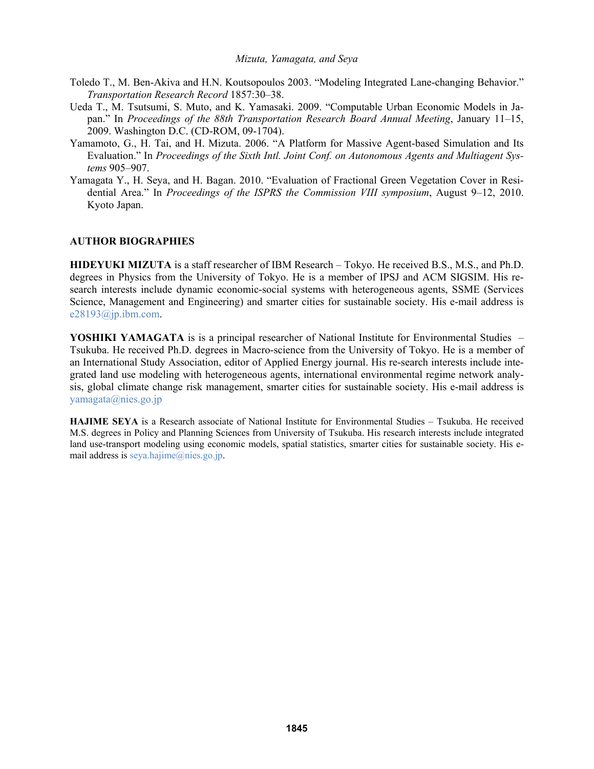Toledo T., M. Ben-Akiva and H.N. Koutsopoulos 2003. "Modeling Integrated Lane-changing Behavior." *Transportation Research Record* 1857:30–38.

Ueda T., M. Tsutsumi, S. Muto, and K. Yamasaki. 2009. "Computable Urban Economic Models in Japan." In *Proceedings of the 88th Transportation Research Board Annual Meeting*, January 11–15, 2009. Washington D.C. (CD-ROM, 09-1704).

Yamamoto, G., H. Tai, and H. Mizuta. 2006. "A Platform for Massive Agent-based Simulation and Its Evaluation." In *Proceedings of the Sixth Intl. Joint Conf. on Autonomous Agents and Multiagent Systems* 905–907.

Yamagata Y., H. Seya, and H. Bagan. 2010. "Evaluation of Fractional Green Vegetation Cover in Residential Area." In *Proceedings of the ISPRS the Commission VIII symposium*, August 9–12, 2010. Kyoto Japan.

## AUTHOR BIOGRAPHIES

**HIDEYUKI MIZUTA** is a staff researcher of IBM Research – Tokyo. He received B.S., M.S., and Ph.D. degrees in Physics from the University of Tokyo. He is a member of IPSJ and ACM SIGSIM. His research interests include dynamic economic-social systems with heterogeneous agents, SSME (Services Science, Management and Engineering) and smarter cities for sustainable society. His e-mail address is e28193@jp.ibm.com.

**YOSHIKI YAMAGATA** is is a principal researcher of National Institute for Environmental Studies – Tsukuba. He received Ph.D. degrees in Macro-science from the University of Tokyo. He is a member of an International Study Association, editor of Applied Energy journal. His re-search interests include integrated land use modeling with heterogeneous agents, international environmental regime network analysis, global climate change risk management, smarter cities for sustainable society. His e-mail address is yamagata@nies.go.jp

**HAJIME SEYA** is a Research associate of National Institute for Environmental Studies – Tsukuba. He received M.S. degrees in Policy and Planning Sciences from University of Tsukuba. His research interests include integrated land use-transport modeling using economic models, spatial statistics, smarter cities for sustainable society. His e-mail address is seya.hajime@nies.go.jp.